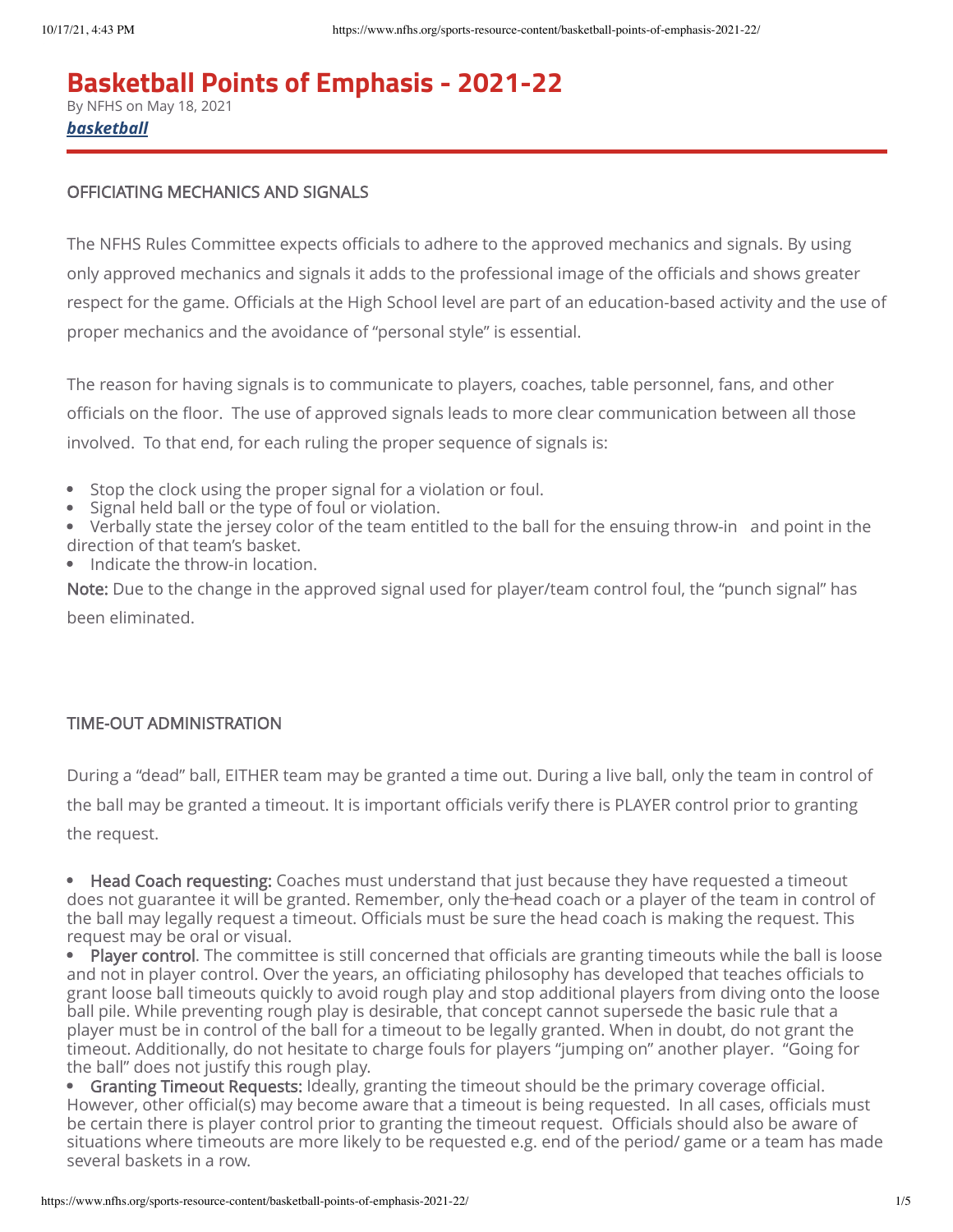# Basketball Points of Emphasis - 2021-22

By NFHS on May 18, 2021

***basketball***

## OFFICIATING MECHANICS AND SIGNALS

The NFHS Rules Committee expects officials to adhere to the approved mechanics and signals. By using only approved mechanics and signals it adds to the professional image of the officials and shows greater respect for the game. Officials at the High School level are part of an education-based activity and the use of proper mechanics and the avoidance of "personal style" is essential.

The reason for having signals is to communicate to players, coaches, table personnel, fans, and other officials on the floor. The use of approved signals leads to more clear communication between all those involved. To that end, for each ruling the proper sequence of signals is:

- Stop the clock using the proper signal for a violation or foul.
- Signal held ball or the type of foul or violation.
- Verbally state the jersey color of the team entitled to the ball for the ensuing throw-in and point in the direction of that team's basket.
- Indicate the throw-in location.

Note: Due to the change in the approved signal used for player/team control foul, the "punch signal" has been eliminated.

## TIME-OUT ADMINISTRATION

During a "dead" ball, EITHER team may be granted a time out. During a live ball, only the team in control of the ball may be granted a timeout. It is important officials verify there is PLAYER control prior to granting the request.

- Head Coach requesting: Coaches must understand that just because they have requested a timeout does not guarantee it will be granted. Remember, only the head coach or a player of the team in control of the ball may legally request a timeout. Officials must be sure the head coach is making the request. This request may be oral or visual.
- Player control. The committee is still concerned that officials are granting timeouts while the ball is loose and not in player control. Over the years, an officiating philosophy has developed that teaches officials to grant loose ball timeouts quickly to avoid rough play and stop additional players from diving onto the loose ball pile. While preventing rough play is desirable, that concept cannot supersede the basic rule that a player must be in control of the ball for a timeout to be legally granted. When in doubt, do not grant the timeout. Additionally, do not hesitate to charge fouls for players "jumping on" another player. "Going for the ball" does not justify this rough play.
- Granting Timeout Requests: Ideally, granting the timeout should be the primary coverage official. However, other official(s) may become aware that a timeout is being requested. In all cases, officials must be certain there is player control prior to granting the timeout request. Officials should also be aware of situations where timeouts are more likely to be requested e.g. end of the period/ game or a team has made several baskets in a row.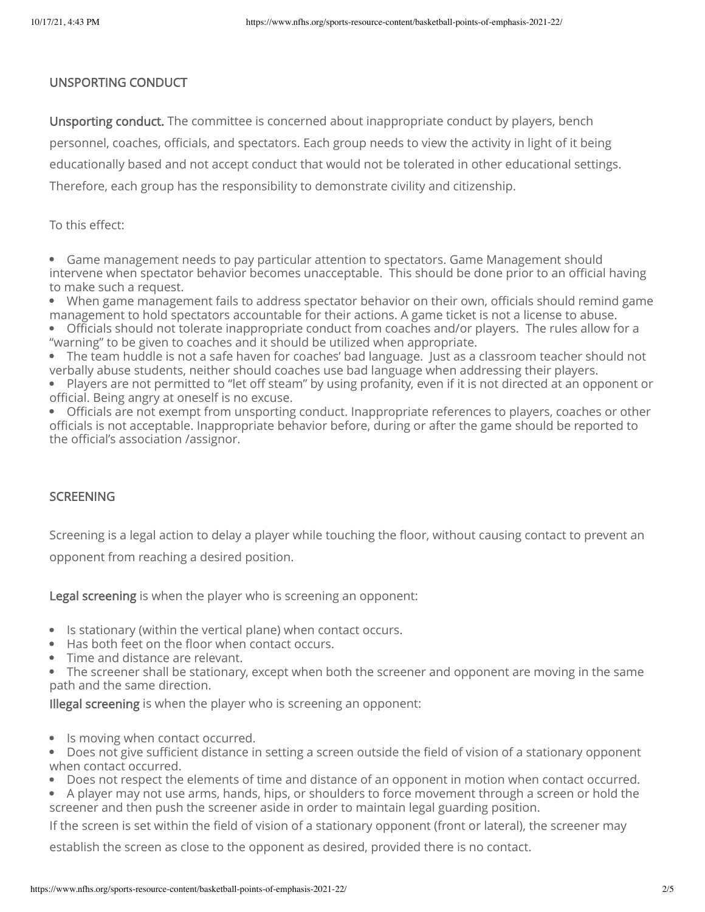## UNSPORTING CONDUCT

**Unsporting conduct.** The committee is concerned about inappropriate conduct by players, bench personnel, coaches, officials, and spectators. Each group needs to view the activity in light of it being educationally based and not accept conduct that would not be tolerated in other educational settings. Therefore, each group has the responsibility to demonstrate civility and citizenship.

To this effect:

- Game management needs to pay particular attention to spectators. Game Management should intervene when spectator behavior becomes unacceptable. This should be done prior to an official having to make such a request.
- When game management fails to address spectator behavior on their own, officials should remind game management to hold spectators accountable for their actions. A game ticket is not a license to abuse.
- Officials should not tolerate inappropriate conduct from coaches and/or players. The rules allow for a "warning" to be given to coaches and it should be utilized when appropriate.
- The team huddle is not a safe haven for coaches' bad language. Just as a classroom teacher should not verbally abuse students, neither should coaches use bad language when addressing their players.
- Players are not permitted to "let off steam" by using profanity, even if it is not directed at an opponent or official. Being angry at oneself is no excuse.
- Officials are not exempt from unsporting conduct. Inappropriate references to players, coaches or other officials is not acceptable. Inappropriate behavior before, during or after the game should be reported to the official's association /assignor.

## SCREENING

Screening is a legal action to delay a player while touching the floor, without causing contact to prevent an opponent from reaching a desired position.

**Legal screening** is when the player who is screening an opponent:

- Is stationary (within the vertical plane) when contact occurs.
- Has both feet on the floor when contact occurs.
- Time and distance are relevant.
- The screener shall be stationary, except when both the screener and opponent are moving in the same path and the same direction.

**Illegal screening** is when the player who is screening an opponent:

- Is moving when contact occurred.
- Does not give sufficient distance in setting a screen outside the field of vision of a stationary opponent when contact occurred.
- Does not respect the elements of time and distance of an opponent in motion when contact occurred.
- A player may not use arms, hands, hips, or shoulders to force movement through a screen or hold the screener and then push the screener aside in order to maintain legal guarding position.

If the screen is set within the field of vision of a stationary opponent (front or lateral), the screener may establish the screen as close to the opponent as desired, provided there is no contact.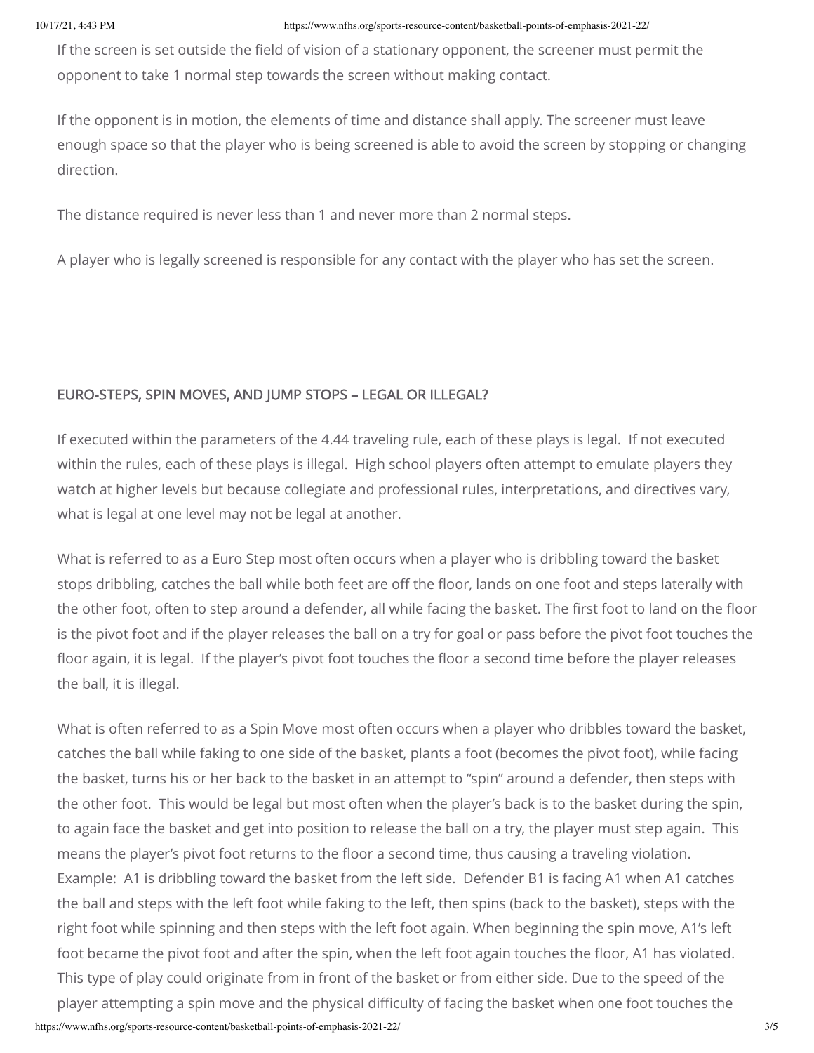If the screen is set outside the field of vision of a stationary opponent, the screener must permit the opponent to take 1 normal step towards the screen without making contact.

If the opponent is in motion, the elements of time and distance shall apply. The screener must leave enough space so that the player who is being screened is able to avoid the screen by stopping or changing direction.

The distance required is never less than 1 and never more than 2 normal steps.

A player who is legally screened is responsible for any contact with the player who has set the screen.

## EURO-STEPS, SPIN MOVES, AND JUMP STOPS – LEGAL OR ILLEGAL?

If executed within the parameters of the 4.44 traveling rule, each of these plays is legal. If not executed within the rules, each of these plays is illegal. High school players often attempt to emulate players they watch at higher levels but because collegiate and professional rules, interpretations, and directives vary, what is legal at one level may not be legal at another.

What is referred to as a Euro Step most often occurs when a player who is dribbling toward the basket stops dribbling, catches the ball while both feet are off the floor, lands on one foot and steps laterally with the other foot, often to step around a defender, all while facing the basket. The first foot to land on the floor is the pivot foot and if the player releases the ball on a try for goal or pass before the pivot foot touches the floor again, it is legal. If the player's pivot foot touches the floor a second time before the player releases the ball, it is illegal.

What is often referred to as a Spin Move most often occurs when a player who dribbles toward the basket, catches the ball while faking to one side of the basket, plants a foot (becomes the pivot foot), while facing the basket, turns his or her back to the basket in an attempt to "spin" around a defender, then steps with the other foot. This would be legal but most often when the player's back is to the basket during the spin, to again face the basket and get into position to release the ball on a try, the player must step again. This means the player's pivot foot returns to the floor a second time, thus causing a traveling violation. Example: A1 is dribbling toward the basket from the left side. Defender B1 is facing A1 when A1 catches the ball and steps with the left foot while faking to the left, then spins (back to the basket), steps with the right foot while spinning and then steps with the left foot again. When beginning the spin move, A1's left foot became the pivot foot and after the spin, when the left foot again touches the floor, A1 has violated. This type of play could originate from in front of the basket or from either side. Due to the speed of the player attempting a spin move and the physical difficulty of facing the basket when one foot touches the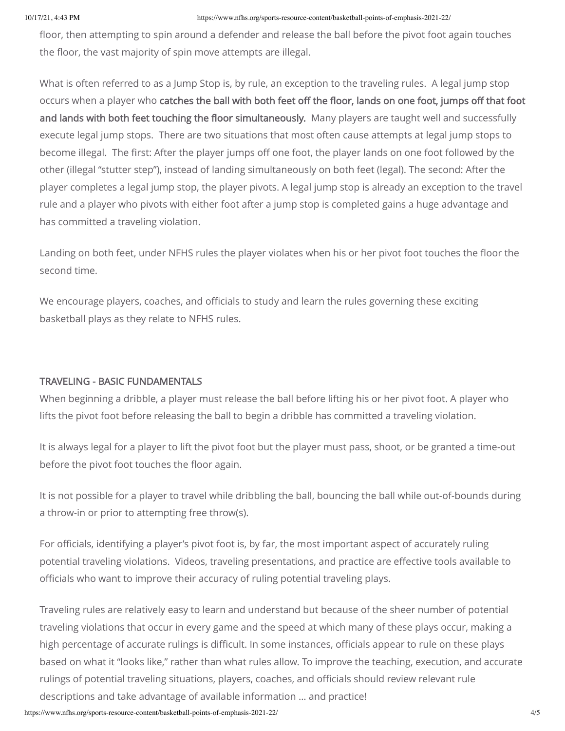floor, then attempting to spin around a defender and release the ball before the pivot foot again touches the floor, the vast majority of spin move attempts are illegal.

What is often referred to as a Jump Stop is, by rule, an exception to the traveling rules. A legal jump stop occurs when a player who **catches the ball with both feet off the floor, lands on one foot, jumps off that foot and lands with both feet touching the floor simultaneously.** Many players are taught well and successfully execute legal jump stops. There are two situations that most often cause attempts at legal jump stops to become illegal. The first: After the player jumps off one foot, the player lands on one foot followed by the other (illegal "stutter step"), instead of landing simultaneously on both feet (legal). The second: After the player completes a legal jump stop, the player pivots. A legal jump stop is already an exception to the travel rule and a player who pivots with either foot after a jump stop is completed gains a huge advantage and has committed a traveling violation.

Landing on both feet, under NFHS rules the player violates when his or her pivot foot touches the floor the second time.

We encourage players, coaches, and officials to study and learn the rules governing these exciting basketball plays as they relate to NFHS rules.

## TRAVELING - BASIC FUNDAMENTALS

When beginning a dribble, a player must release the ball before lifting his or her pivot foot. A player who lifts the pivot foot before releasing the ball to begin a dribble has committed a traveling violation.

It is always legal for a player to lift the pivot foot but the player must pass, shoot, or be granted a time-out before the pivot foot touches the floor again.

It is not possible for a player to travel while dribbling the ball, bouncing the ball while out-of-bounds during a throw-in or prior to attempting free throw(s).

For officials, identifying a player's pivot foot is, by far, the most important aspect of accurately ruling potential traveling violations. Videos, traveling presentations, and practice are effective tools available to officials who want to improve their accuracy of ruling potential traveling plays.

Traveling rules are relatively easy to learn and understand but because of the sheer number of potential traveling violations that occur in every game and the speed at which many of these plays occur, making a high percentage of accurate rulings is difficult. In some instances, officials appear to rule on these plays based on what it "looks like," rather than what rules allow. To improve the teaching, execution, and accurate rulings of potential traveling situations, players, coaches, and officials should review relevant rule descriptions and take advantage of available information … and practice!